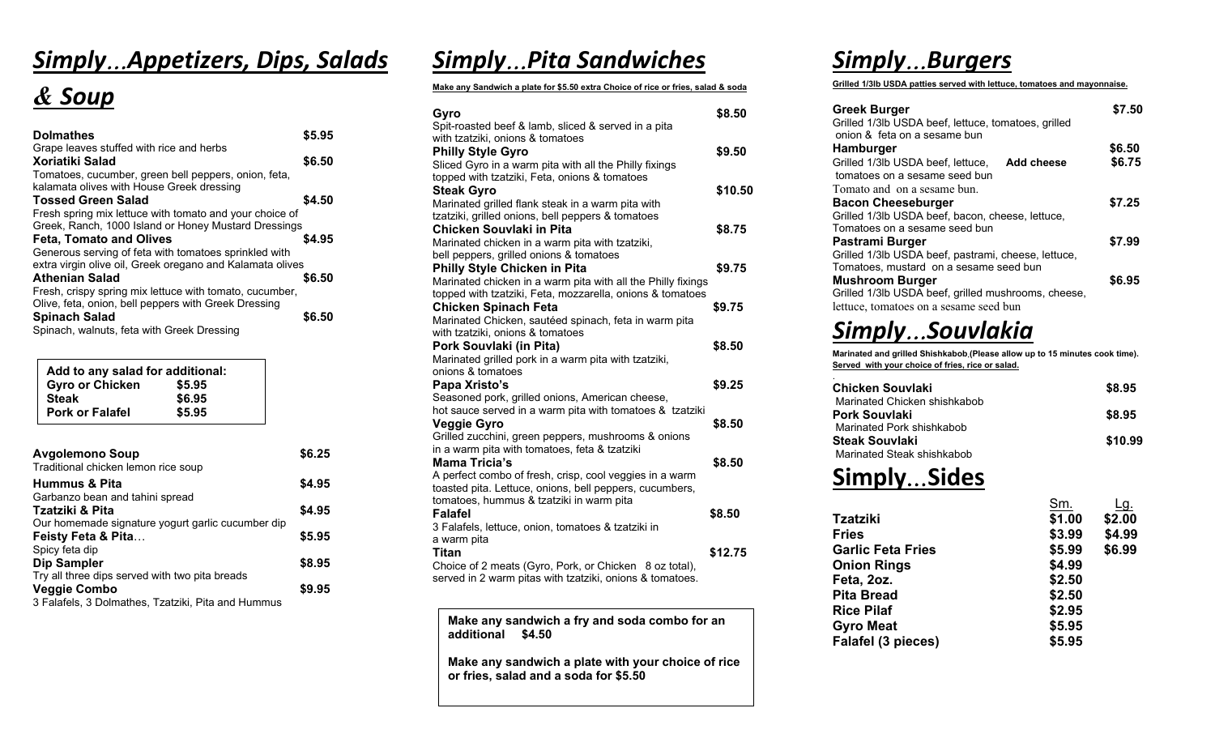# *Simply…Appetizers, Dips, Salads & Soup*

**Dolmathes** — **$5.95**
Grape leaves stuffed with rice and herbs

**Xoriatiki Salad** — **$6.50**
Tomatoes, cucumber, green bell peppers, onion, feta, kalamata olives with House Greek dressing

**Tossed Green Salad** — **$4.50**
Fresh spring mix lettuce with tomato and your choice of Greek, Ranch, 1000 Island or Honey Mustard Dressings

**Feta, Tomato and Olives** — **$4.95**
Generous serving of feta with tomatoes sprinkled with extra virgin olive oil, Greek oregano and Kalamata olives

**Athenian Salad** — **$6.50**
Fresh, crispy spring mix lettuce with tomato, cucumber, Olive, feta, onion, bell peppers with Greek Dressing

**Spinach Salad** — **$6.50**
Spinach, walnuts, feta with Greek Dressing

| Add to any salad for additional: | |
|---|---|
| **Gyro or Chicken** | **$5.95** |
| **Steak** | **$6.95** |
| **Pork or Falafel** | **$5.95** |

**Avgolemono Soup** — **$6.25**
Traditional chicken lemon rice soup

**Hummus & Pita** — **$4.95**
Garbanzo bean and tahini spread

**Tzatziki & Pita** — **$4.95**
Our homemade signature yogurt garlic cucumber dip

**Feisty Feta & Pita…** — **$5.95**
Spicy feta dip

**Dip Sampler** — **$8.95**
Try all three dips served with two pita breads

**Veggie Combo** — **$9.95**
3 Falafels, 3 Dolmathes, Tzatziki, Pita and Hummus

# *Simply…Pita Sandwiches*

**Make any Sandwich a plate for $5.50 extra Choice of rice or fries, salad & soda**

**Gyro** — **$8.50**
Spit-roasted beef & lamb, sliced & served in a pita with tzatziki, onions & tomatoes

**Philly Style Gyro** — **$9.50**
Sliced Gyro in a warm pita with all the Philly fixings topped with tzatziki, Feta, onions & tomatoes

**Steak Gyro** — **$10.50**
Marinated grilled flank steak in a warm pita with tzatziki, grilled onions, bell peppers & tomatoes

**Chicken Souvlaki in Pita** — **$8.75**
Marinated chicken in a warm pita with tzatziki, bell peppers, grilled onions & tomatoes

**Philly Style Chicken in Pita** — **$9.75**
Marinated chicken in a warm pita with all the Philly fixings topped with tzatziki, Feta, mozzarella, onions & tomatoes

**Chicken Spinach Feta** — **$9.75**
Marinated Chicken, sautéed spinach, feta in warm pita with tzatziki, onions & tomatoes

**Pork Souvlaki (in Pita)** — **$8.50**
Marinated grilled pork in a warm pita with tzatziki, onions & tomatoes

**Papa Xristo's** — **$9.25**
Seasoned pork, grilled onions, American cheese, hot sauce served in a warm pita with tomatoes & tzatziki

**Veggie Gyro** — **$8.50**
Grilled zucchini, green peppers, mushrooms & onions in a warm pita with tomatoes, feta & tzatziki

**Mama Tricia's** — **$8.50**
A perfect combo of fresh, crisp, cool veggies in a warm toasted pita. Lettuce, onions, bell peppers, cucumbers, tomatoes, hummus & tzatziki in warm pita

**Falafel** — **$8.50**
3 Falafels, lettuce, onion, tomatoes & tzatziki in a warm pita

**Titan** — **$12.75**
Choice of 2 meats (Gyro, Pork, or Chicken 8 oz total), served in 2 warm pitas with tzatziki, onions & tomatoes.

**Make any sandwich a fry and soda combo for an additional $4.50**

**Make any sandwich a plate with your choice of rice or fries, salad and a soda for $5.50**

# *Simply…Burgers*

**Grilled 1/3lb USDA patties served with lettuce, tomatoes and mayonnaise.**

**Greek Burger** — **$7.50**
Grilled 1/3lb USDA beef, lettuce, tomatoes, grilled onion & feta on a sesame bun

**Hamburger** — **$6.50**
Grilled 1/3lb USDA beef, lettuce, tomatoes on a sesame seed bun
**Add cheese** — **$6.75**
Tomato and on a sesame bun.

**Bacon Cheeseburger** — **$7.25**
Grilled 1/3lb USDA beef, bacon, cheese, lettuce, Tomatoes on a sesame seed bun

**Pastrami Burger** — **$7.99**
Grilled 1/3lb USDA beef, pastrami, cheese, lettuce, Tomatoes, mustard on a sesame seed bun

**Mushroom Burger** — **$6.95**
Grilled 1/3lb USDA beef, grilled mushrooms, cheese, lettuce, tomatoes on a sesame seed bun

# *Simply…Souvlakia*

**Marinated and grilled Shishkabob.(Please allow up to 15 minutes cook time). Served with your choice of fries, rice or salad.**

**Chicken Souvlaki** — **$8.95**
Marinated Chicken shishkabob

**Pork Souvlaki** — **$8.95**
Marinated Pork shishkabob

**Steak Souvlaki** — **$10.99**
Marinated Steak shishkabob

# Simply…Sides

| | Sm. | Lg. |
|---|---|---|
| **Tzatziki** | **$1.00** | **$2.00** |
| **Fries** | **$3.99** | **$4.99** |
| **Garlic Feta Fries** | **$5.99** | **$6.99** |
| **Onion Rings** | **$4.99** | |
| **Feta, 2oz.** | **$2.50** | |
| **Pita Bread** | **$2.50** | |
| **Rice Pilaf** | **$2.95** | |
| **Gyro Meat** | **$5.95** | |
| **Falafel (3 pieces)** | **$5.95** | |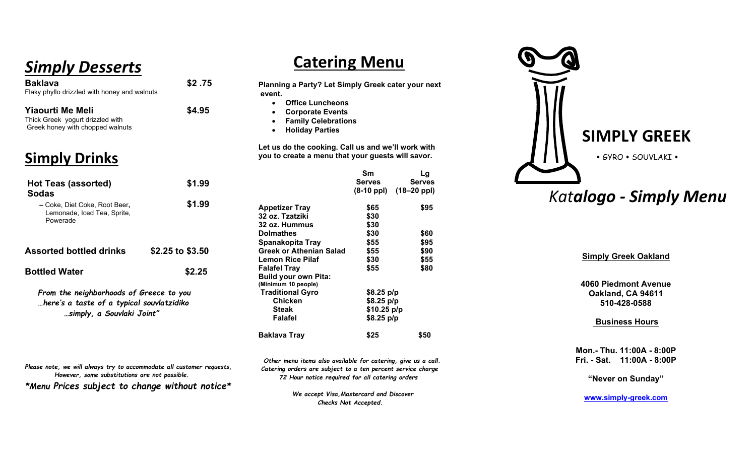# *Simply Desserts*

| | |
|---|---|
| **Baklava**<br>Flaky phyllo drizzled with honey and walnuts | **$2 .75** |
| **Yiaourti Me Meli**<br>Thick Greek yogurt drizzled with Greek honey with chopped walnuts | **$4.95** |

# Simply Drinks

| | |
|---|---|
| **Hot Teas (assorted)** | **$1.99** |
| **Sodas**<br>– Coke, Diet Coke, Root Beer, Lemonade, Iced Tea, Sprite, Powerade | **$1.99** |
| **Assorted bottled drinks** | **$2.25 to $3.50** |
| **Bottled Water** | **$2.25** |

***From the neighborhoods of Greece to you …here's a taste of a typical souvlatzidiko …simply, a Souvlaki Joint"***

*Please note, we will always try to accommodate all customer requests, However, some substitutions are not possible.*

***\*Menu Prices subject to change without notice\****

# Catering Menu

**Planning a Party? Let Simply Greek cater your next event.**

- **Office Luncheons**
- **Corporate Events**
- **Family Celebrations**
- **Holiday Parties**

**Let us do the cooking. Call us and we'll work with you to create a menu that your guests will savor.**

| | Sm Serves (8-10 ppl) | Lg Serves (18–20 ppl) |
|---|---|---|
| **Appetizer Tray** | $65 | $95 |
| **32 oz. Tzatziki** | $30 | |
| **32 oz. Hummus** | $30 | |
| **Dolmathes** | $30 | $60 |
| **Spanakopita Tray** | $55 | $95 |
| **Greek or Athenian Salad** | $55 | $90 |
| **Lemon Rice Pilaf** | $30 | $55 |
| **Falafel Tray** | $55 | $80 |
| **Build your own Pita:** (Minimum 10 people) | | |
| **Traditional Gyro** | $8.25 p/p | |
| **Chicken** | $8.25 p/p | |
| **Steak** | $10.25 p/p | |
| **Falafel** | $8.25 p/p | |
| **Baklava Tray** | $25 | $50 |

*Other menu items also available for catering, give us a call. Catering orders are subject to a ten percent service charge 72 Hour notice required for all catering orders*

*We accept Visa,Mastercard and Discover Checks Not Accepted.*

# SIMPLY GREEK

⬩ GYRO ⬩ SOUVLAKI ⬩

## *Katalogo - Simply Menu*

**Simply Greek Oakland**

**4060 Piedmont Avenue**
**Oakland, CA 94611**
**510-428-0588**

**Business Hours**

**Mon.- Thu. 11:00A - 8:00P**
**Fri. - Sat. 11:00A - 8:00P**

**"Never on Sunday"**

**www.simply-greek.com**